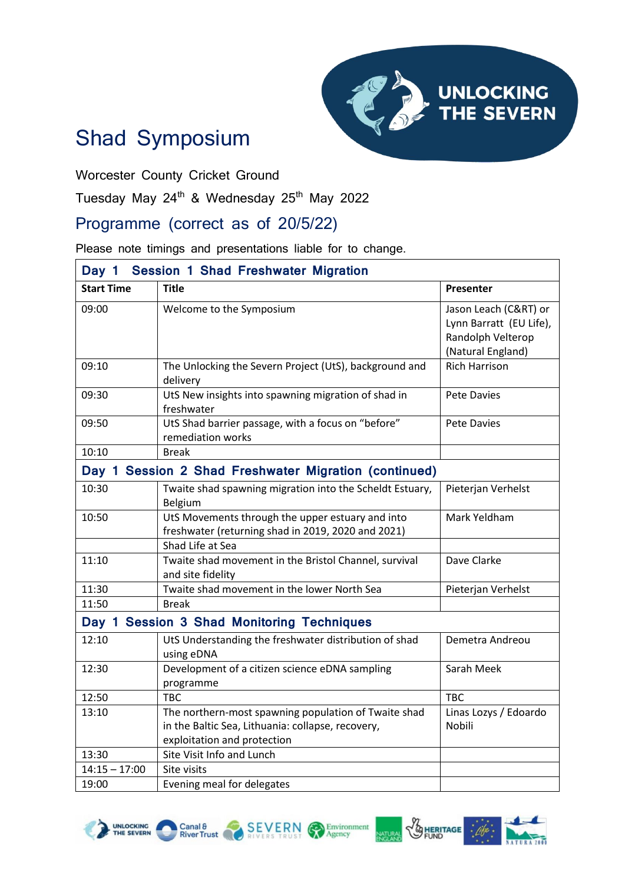# Shad Symposium

Worcester County Cricket Ground

Tuesday May 24th & Wednesday 25th May 2022

## Programme (correct as of 20/5/22)

Please note timings and presentations liable for to change.

| Day 1 Session 1 Shad Freshwater Migration | | |
|---|---|---|
| **Start Time** | **Title** | **Presenter** |
| 09:00 | Welcome to the Symposium | Jason Leach (C&RT) or Lynn Barratt (EU Life), Randolph Velterop (Natural England) |
| 09:10 | The Unlocking the Severn Project (UtS), background and delivery | Rich Harrison |
| 09:30 | UtS New insights into spawning migration of shad in freshwater | Pete Davies |
| 09:50 | UtS Shad barrier passage, with a focus on "before" remediation works | Pete Davies |
| 10:10 | Break | |
| **Day 1 Session 2 Shad Freshwater Migration (continued)** | | |
| 10:30 | Twaite shad spawning migration into the Scheldt Estuary, Belgium | Pieterjan Verhelst |
| 10:50 | UtS Movements through the upper estuary and into freshwater (returning shad in 2019, 2020 and 2021) | Mark Yeldham |
| | Shad Life at Sea | |
| 11:10 | Twaite shad movement in the Bristol Channel, survival and site fidelity | Dave Clarke |
| 11:30 | Twaite shad movement in the lower North Sea | Pieterjan Verhelst |
| 11:50 | Break | |
| **Day 1 Session 3 Shad Monitoring Techniques** | | |
| 12:10 | UtS Understanding the freshwater distribution of shad using eDNA | Demetra Andreou |
| 12:30 | Development of a citizen science eDNA sampling programme | Sarah Meek |
| 12:50 | TBC | TBC |
| 13:10 | The northern-most spawning population of Twaite shad in the Baltic Sea, Lithuania: collapse, recovery, exploitation and protection | Linas Lozys / Edoardo Nobili |
| 13:30 | Site Visit Info and Lunch | |
| 14:15 – 17:00 | Site visits | |
| 19:00 | Evening meal for delegates | |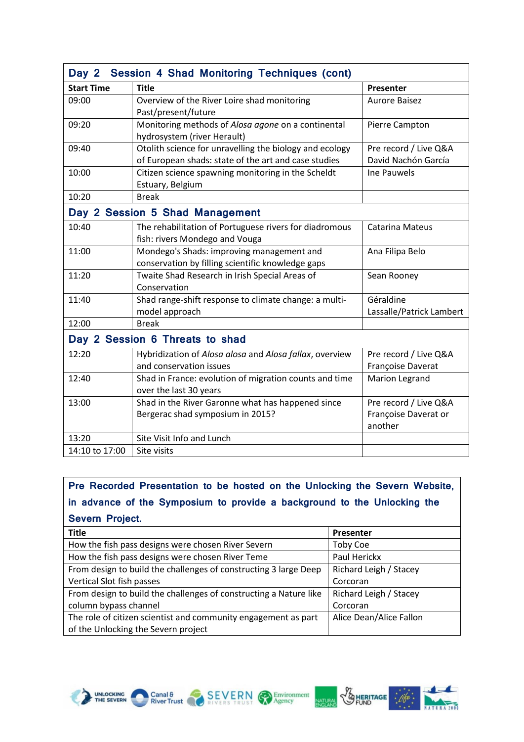| Day 2 Session 4 Shad Monitoring Techniques (cont) | | |
|---|---|---|
| **Start Time** | **Title** | **Presenter** |
| 09:00 | Overview of the River Loire shad monitoring Past/present/future | Aurore Baisez |
| 09:20 | Monitoring methods of *Alosa agone* on a continental hydrosystem (river Herault) | Pierre Campton |
| 09:40 | Otolith science for unravelling the biology and ecology of European shads: state of the art and case studies | Pre record / Live Q&A David Nachón García |
| 10:00 | Citizen science spawning monitoring in the Scheldt Estuary, Belgium | Ine Pauwels |
| 10:20 | Break | |
| **Day 2 Session 5 Shad Management** | | |
| 10:40 | The rehabilitation of Portuguese rivers for diadromous fish: rivers Mondego and Vouga | Catarina Mateus |
| 11:00 | Mondego's Shads: improving management and conservation by filling scientific knowledge gaps | Ana Filipa Belo |
| 11:20 | Twaite Shad Research in Irish Special Areas of Conservation | Sean Rooney |
| 11:40 | Shad range-shift response to climate change: a multi-model approach | Géraldine Lassalle/Patrick Lambert |
| 12:00 | Break | |
| **Day 2 Session 6 Threats to shad** | | |
| 12:20 | Hybridization of *Alosa alosa* and *Alosa fallax*, overview and conservation issues | Pre record / Live Q&A Françoise Daverat |
| 12:40 | Shad in France: evolution of migration counts and time over the last 30 years | Marion Legrand |
| 13:00 | Shad in the River Garonne what has happened since Bergerac shad symposium in 2015? | Pre record / Live Q&A Françoise Daverat or another |
| 13:20 | Site Visit Info and Lunch | |
| 14:10 to 17:00 | Site visits | |

| Pre Recorded Presentation to be hosted on the Unlocking the Severn Website, in advance of the Symposium to provide a background to the Unlocking the Severn Project. | |
|---|---|
| **Title** | **Presenter** |
| How the fish pass designs were chosen River Severn | Toby Coe |
| How the fish pass designs were chosen River Teme | Paul Herickx |
| From design to build the challenges of constructing 3 large Deep Vertical Slot fish passes | Richard Leigh / Stacey Corcoran |
| From design to build the challenges of constructing a Nature like column bypass channel | Richard Leigh / Stacey Corcoran |
| The role of citizen scientist and community engagement as part of the Unlocking the Severn project | Alice Dean/Alice Fallon |